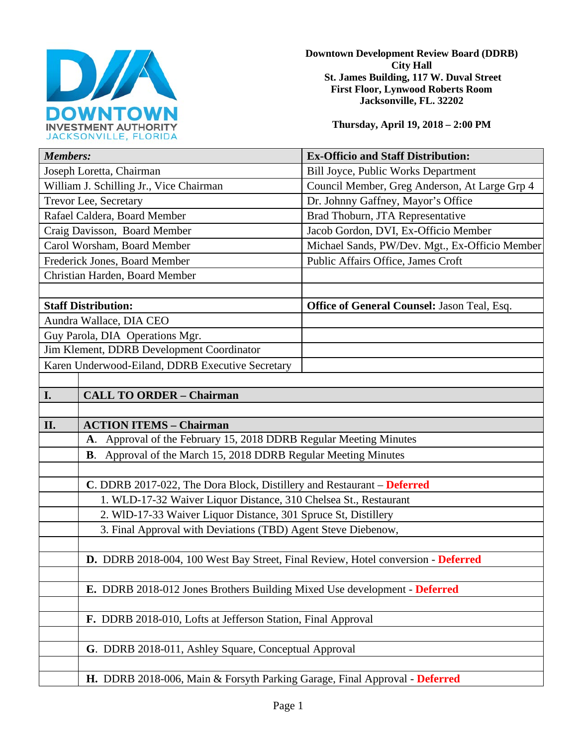**Downtown Development Review Board (DDRB)**
**City Hall**
**St. James Building, 117 W. Duval Street**
**First Floor, Lynwood Roberts Room**
**Jacksonville, FL. 32202**

**Thursday, April 19, 2018 – 2:00 PM**

| ***Members:*** | **Ex-Officio and Staff Distribution:** |
|---|---|
| Joseph Loretta, Chairman | Bill Joyce, Public Works Department |
| William J. Schilling Jr., Vice Chairman | Council Member, Greg Anderson, At Large Grp 4 |
| Trevor Lee, Secretary | Dr. Johnny Gaffney, Mayor's Office |
| Rafael Caldera, Board Member | Brad Thoburn, JTA Representative |
| Craig Davisson, Board Member | Jacob Gordon, DVI, Ex-Officio Member |
| Carol Worsham, Board Member | Michael Sands, PW/Dev. Mgt., Ex-Officio Member |
| Frederick Jones, Board Member | Public Affairs Office, James Croft |
| Christian Harden, Board Member | |
| | |
| **Staff Distribution:** | **Office of General Counsel:** Jason Teal, Esq. |
| Aundra Wallace, DIA CEO | |
| Guy Parola, DIA Operations Mgr. | |
| Jim Klement, DDRB Development Coordinator | |
| Karen Underwood-Eiland, DDRB Executive Secretary | |

| | |
|---|---|
| **I.** | **CALL TO ORDER – Chairman** |
| | |
| **II.** | **ACTION ITEMS – Chairman** |
| | **A**. Approval of the February 15, 2018 DDRB Regular Meeting Minutes |
| | **B**. Approval of the March 15, 2018 DDRB Regular Meeting Minutes |
| | |
| | **C**. DDRB 2017-022, The Dora Block, Distillery and Restaurant – **Deferred** |
| | 1. WLD-17-32 Waiver Liquor Distance, 310 Chelsea St., Restaurant |
| | 2. WlD-17-33 Waiver Liquor Distance, 301 Spruce St, Distillery |
| | 3. Final Approval with Deviations (TBD) Agent Steve Diebenow, |
| | |
| | **D.** DDRB 2018-004, 100 West Bay Street, Final Review, Hotel conversion - **Deferred** |
| | |
| | **E.** DDRB 2018-012 Jones Brothers Building Mixed Use development - **Deferred** |
| | |
| | **F.** DDRB 2018-010, Lofts at Jefferson Station, Final Approval |
| | |
| | **G**. DDRB 2018-011, Ashley Square, Conceptual Approval |
| | |
| | **H.** DDRB 2018-006, Main & Forsyth Parking Garage, Final Approval - **Deferred** |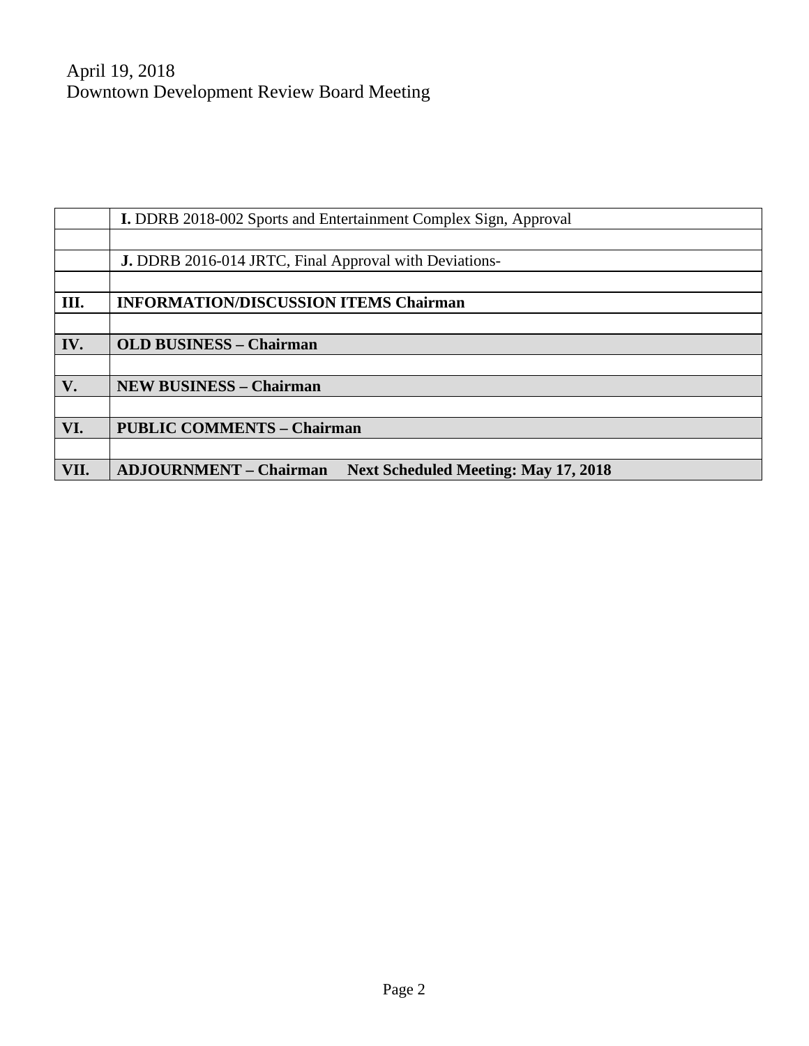April 19, 2018
Downtown Development Review Board Meeting

| | |
|---|---|
| | **I.** DDRB 2018-002 Sports and Entertainment Complex Sign, Approval |
| | |
| | **J.** DDRB 2016-014 JRTC, Final Approval with Deviations- |
| | |
| **III.** | **INFORMATION/DISCUSSION ITEMS Chairman** |
| | |
| **IV.** | **OLD BUSINESS – Chairman** |
| | |
| **V.** | **NEW BUSINESS – Chairman** |
| | |
| **VI.** | **PUBLIC COMMENTS – Chairman** |
| | |
| **VII.** | **ADJOURNMENT – Chairman Next Scheduled Meeting: May 17, 2018** |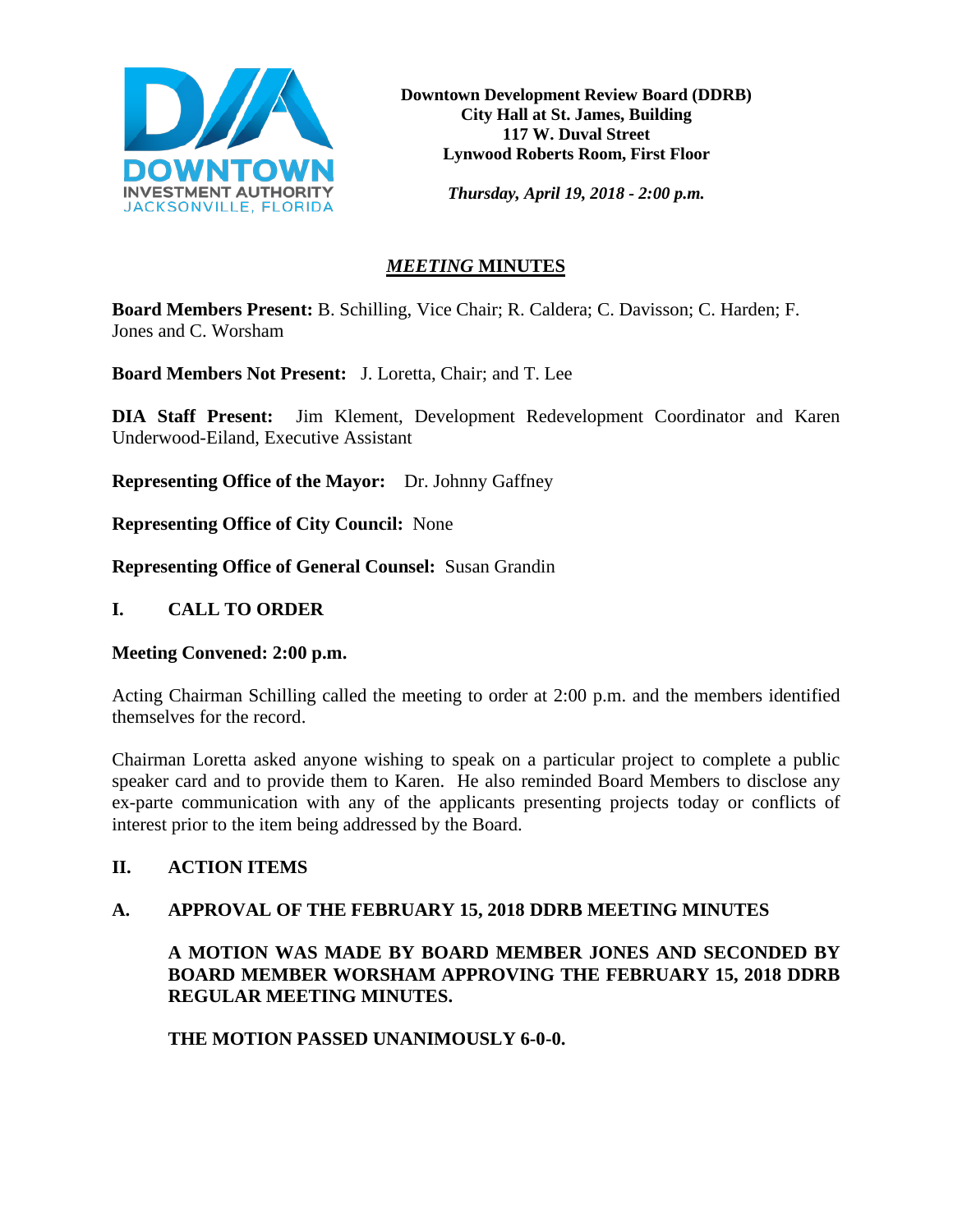**Downtown Development Review Board (DDRB)**
**City Hall at St. James, Building**
**117 W. Duval Street**
**Lynwood Roberts Room, First Floor**

***Thursday, April 19, 2018 - 2:00 p.m.***

# ***MEETING* MINUTES**

**Board Members Present:** B. Schilling, Vice Chair; R. Caldera; C. Davisson; C. Harden; F. Jones and C. Worsham

**Board Members Not Present:** J. Loretta, Chair; and T. Lee

**DIA Staff Present:** Jim Klement, Development Redevelopment Coordinator and Karen Underwood-Eiland, Executive Assistant

**Representing Office of the Mayor:** Dr. Johnny Gaffney

**Representing Office of City Council:** None

**Representing Office of General Counsel:** Susan Grandin

## I. CALL TO ORDER

**Meeting Convened: 2:00 p.m.**

Acting Chairman Schilling called the meeting to order at 2:00 p.m. and the members identified themselves for the record.

Chairman Loretta asked anyone wishing to speak on a particular project to complete a public speaker card and to provide them to Karen. He also reminded Board Members to disclose any ex-parte communication with any of the applicants presenting projects today or conflicts of interest prior to the item being addressed by the Board.

## II. ACTION ITEMS

### A. APPROVAL OF THE FEBRUARY 15, 2018 DDRB MEETING MINUTES

**A MOTION WAS MADE BY BOARD MEMBER JONES AND SECONDED BY BOARD MEMBER WORSHAM APPROVING THE FEBRUARY 15, 2018 DDRB REGULAR MEETING MINUTES.**

**THE MOTION PASSED UNANIMOUSLY 6-0-0.**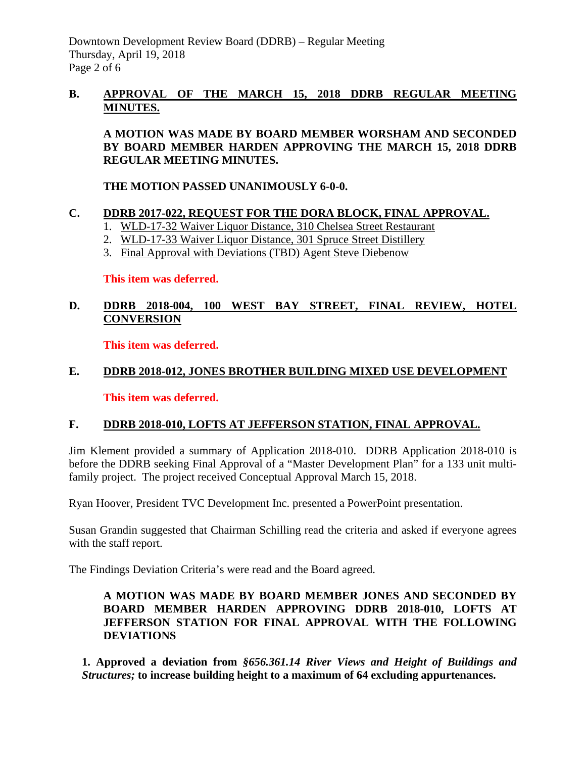**B. APPROVAL OF THE MARCH 15, 2018 DDRB REGULAR MEETING MINUTES.**

**A MOTION WAS MADE BY BOARD MEMBER WORSHAM AND SECONDED BY BOARD MEMBER HARDEN APPROVING THE MARCH 15, 2018 DDRB REGULAR MEETING MINUTES.**

**THE MOTION PASSED UNANIMOUSLY 6-0-0.**

**C. DDRB 2017-022, REQUEST FOR THE DORA BLOCK, FINAL APPROVAL.**

1. WLD-17-32 Waiver Liquor Distance, 310 Chelsea Street Restaurant
2. WLD-17-33 Waiver Liquor Distance, 301 Spruce Street Distillery
3. Final Approval with Deviations (TBD) Agent Steve Diebenow

**This item was deferred.**

**D. DDRB 2018-004, 100 WEST BAY STREET, FINAL REVIEW, HOTEL CONVERSION**

**This item was deferred.**

**E. DDRB 2018-012, JONES BROTHER BUILDING MIXED USE DEVELOPMENT**

**This item was deferred.**

**F. DDRB 2018-010, LOFTS AT JEFFERSON STATION, FINAL APPROVAL.**

Jim Klement provided a summary of Application 2018-010. DDRB Application 2018-010 is before the DDRB seeking Final Approval of a "Master Development Plan" for a 133 unit multi-family project. The project received Conceptual Approval March 15, 2018.

Ryan Hoover, President TVC Development Inc. presented a PowerPoint presentation.

Susan Grandin suggested that Chairman Schilling read the criteria and asked if everyone agrees with the staff report.

The Findings Deviation Criteria's were read and the Board agreed.

**A MOTION WAS MADE BY BOARD MEMBER JONES AND SECONDED BY BOARD MEMBER HARDEN APPROVING DDRB 2018-010, LOFTS AT JEFFERSON STATION FOR FINAL APPROVAL WITH THE FOLLOWING DEVIATIONS**

**1. Approved a deviation from *§656.361.14 River Views and Height of Buildings and Structures;* to increase building height to a maximum of 64 excluding appurtenances.**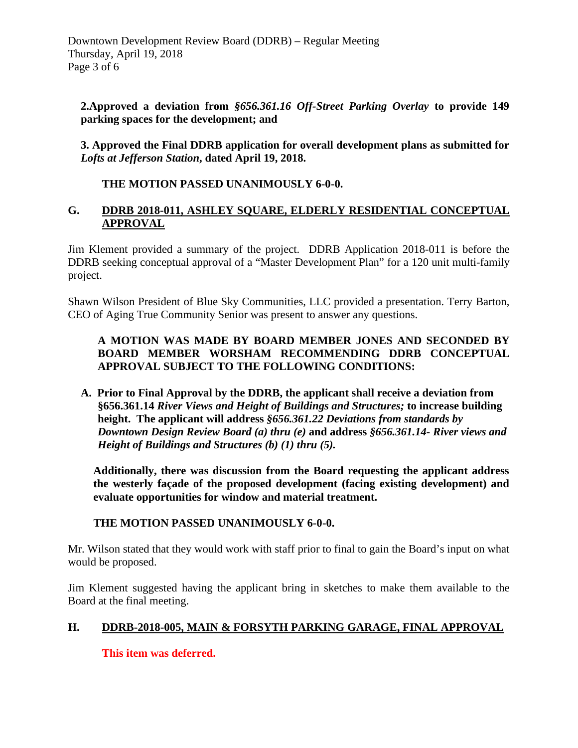**2.Approved a deviation from *§656.361.16 Off-Street Parking Overlay* to provide 149 parking spaces for the development; and**

**3. Approved the Final DDRB application for overall development plans as submitted for *Lofts at Jefferson Station*, dated April 19, 2018.**

**THE MOTION PASSED UNANIMOUSLY 6-0-0.**

## G. DDRB 2018-011, ASHLEY SQUARE, ELDERLY RESIDENTIAL CONCEPTUAL APPROVAL

Jim Klement provided a summary of the project. DDRB Application 2018-011 is before the DDRB seeking conceptual approval of a "Master Development Plan" for a 120 unit multi-family project.

Shawn Wilson President of Blue Sky Communities, LLC provided a presentation. Terry Barton, CEO of Aging True Community Senior was present to answer any questions.

**A MOTION WAS MADE BY BOARD MEMBER JONES AND SECONDED BY BOARD MEMBER WORSHAM RECOMMENDING DDRB CONCEPTUAL APPROVAL SUBJECT TO THE FOLLOWING CONDITIONS:**

**A. Prior to Final Approval by the DDRB, the applicant shall receive a deviation from §656.361.14 *River Views and Height of Buildings and Structures;* to increase building height. The applicant will address *§656.361.22 Deviations from standards by Downtown Design Review Board (a) thru (e)* and address *§656.361.14- River views and Height of Buildings and Structures (b) (1) thru (5).***

**Additionally, there was discussion from the Board requesting the applicant address the westerly façade of the proposed development (facing existing development) and evaluate opportunities for window and material treatment.**

**THE MOTION PASSED UNANIMOUSLY 6-0-0.**

Mr. Wilson stated that they would work with staff prior to final to gain the Board's input on what would be proposed.

Jim Klement suggested having the applicant bring in sketches to make them available to the Board at the final meeting.

## H. DDRB-2018-005, MAIN & FORSYTH PARKING GARAGE, FINAL APPROVAL

**This item was deferred.**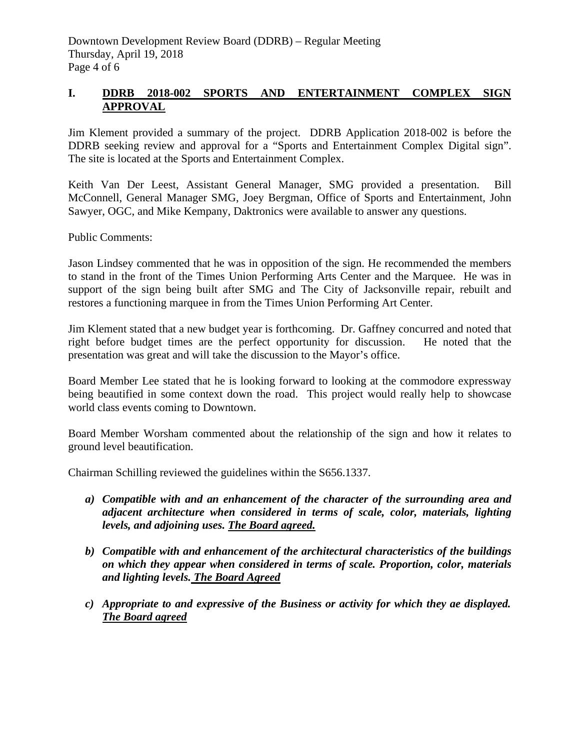**I. <u>DDRB 2018-002 SPORTS AND ENTERTAINMENT COMPLEX SIGN APPROVAL</u>**

Jim Klement provided a summary of the project. DDRB Application 2018-002 is before the DDRB seeking review and approval for a "Sports and Entertainment Complex Digital sign". The site is located at the Sports and Entertainment Complex.

Keith Van Der Leest, Assistant General Manager, SMG provided a presentation. Bill McConnell, General Manager SMG, Joey Bergman, Office of Sports and Entertainment, John Sawyer, OGC, and Mike Kempany, Daktronics were available to answer any questions.

Public Comments:

Jason Lindsey commented that he was in opposition of the sign. He recommended the members to stand in the front of the Times Union Performing Arts Center and the Marquee. He was in support of the sign being built after SMG and The City of Jacksonville repair, rebuilt and restores a functioning marquee in from the Times Union Performing Art Center.

Jim Klement stated that a new budget year is forthcoming. Dr. Gaffney concurred and noted that right before budget times are the perfect opportunity for discussion. He noted that the presentation was great and will take the discussion to the Mayor's office.

Board Member Lee stated that he is looking forward to looking at the commodore expressway being beautified in some context down the road. This project would really help to showcase world class events coming to Downtown.

Board Member Worsham commented about the relationship of the sign and how it relates to ground level beautification.

Chairman Schilling reviewed the guidelines within the S656.1337.

*a)* ***Compatible with and an enhancement of the character of the surrounding area and adjacent architecture when considered in terms of scale, color, materials, lighting levels, and adjoining uses. <u>The Board agreed.</u>***

*b)* ***Compatible with and enhancement of the architectural characteristics of the buildings on which they appear when considered in terms of scale. Proportion, color, materials and lighting levels. <u>The Board Agreed</u>***

*c)* ***Appropriate to and expressive of the Business or activity for which they ae displayed. <u>The Board agreed</u>***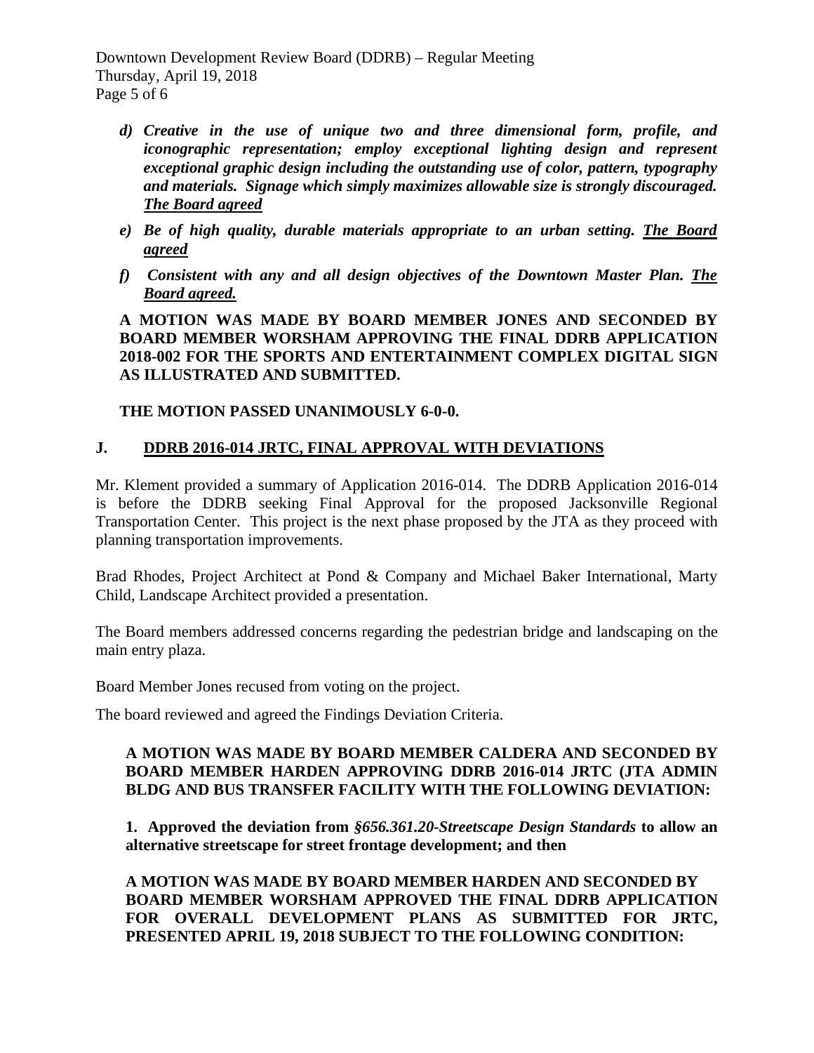- ***d) Creative in the use of unique two and three dimensional form, profile, and iconographic representation; employ exceptional lighting design and represent exceptional graphic design including the outstanding use of color, pattern, typography and materials. Signage which simply maximizes allowable size is strongly discouraged. The Board agreed***
- ***e) Be of high quality, durable materials appropriate to an urban setting. The Board agreed***
- ***f) Consistent with any and all design objectives of the Downtown Master Plan. The Board agreed.***

**A MOTION WAS MADE BY BOARD MEMBER JONES AND SECONDED BY BOARD MEMBER WORSHAM APPROVING THE FINAL DDRB APPLICATION 2018-002 FOR THE SPORTS AND ENTERTAINMENT COMPLEX DIGITAL SIGN AS ILLUSTRATED AND SUBMITTED.**

**THE MOTION PASSED UNANIMOUSLY 6-0-0.**

## J. DDRB 2016-014 JRTC, FINAL APPROVAL WITH DEVIATIONS

Mr. Klement provided a summary of Application 2016-014. The DDRB Application 2016-014 is before the DDRB seeking Final Approval for the proposed Jacksonville Regional Transportation Center. This project is the next phase proposed by the JTA as they proceed with planning transportation improvements.

Brad Rhodes, Project Architect at Pond & Company and Michael Baker International, Marty Child, Landscape Architect provided a presentation.

The Board members addressed concerns regarding the pedestrian bridge and landscaping on the main entry plaza.

Board Member Jones recused from voting on the project.

The board reviewed and agreed the Findings Deviation Criteria.

**A MOTION WAS MADE BY BOARD MEMBER CALDERA AND SECONDED BY BOARD MEMBER HARDEN APPROVING DDRB 2016-014 JRTC (JTA ADMIN BLDG AND BUS TRANSFER FACILITY WITH THE FOLLOWING DEVIATION:**

**1. Approved the deviation from *§656.361.20-Streetscape Design Standards* to allow an alternative streetscape for street frontage development; and then**

**A MOTION WAS MADE BY BOARD MEMBER HARDEN AND SECONDED BY BOARD MEMBER WORSHAM APPROVED THE FINAL DDRB APPLICATION FOR OVERALL DEVELOPMENT PLANS AS SUBMITTED FOR JRTC, PRESENTED APRIL 19, 2018 SUBJECT TO THE FOLLOWING CONDITION:**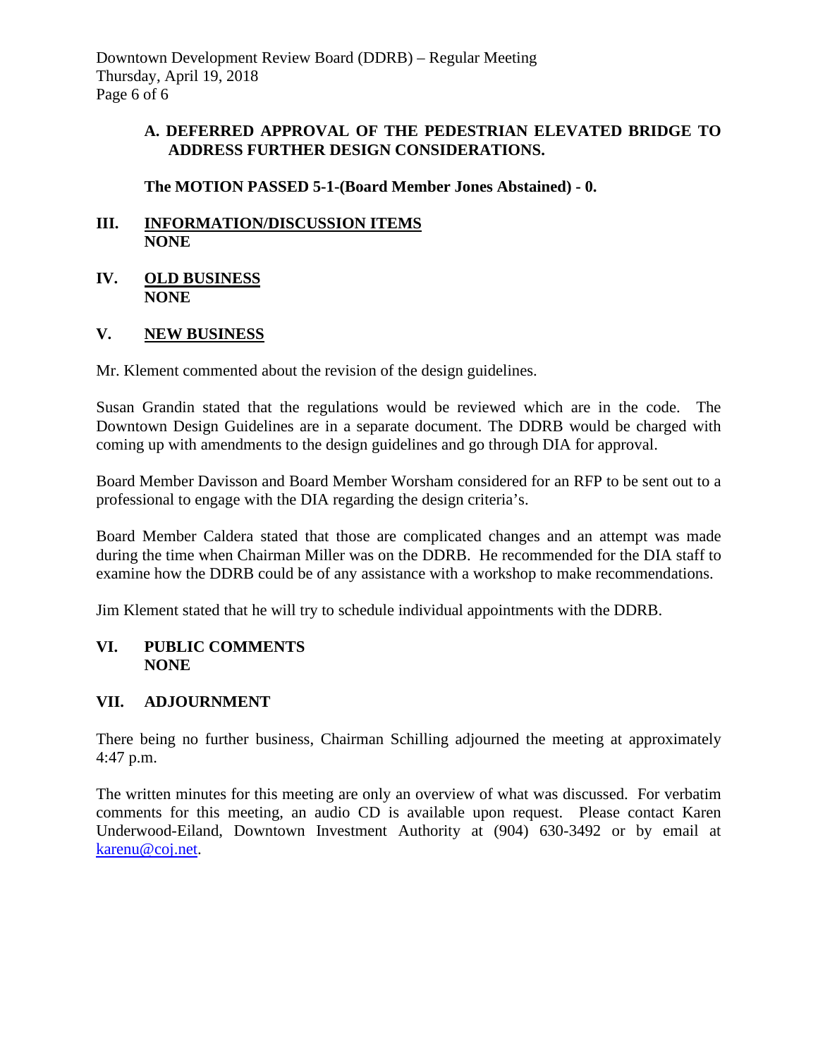**A. DEFERRED APPROVAL OF THE PEDESTRIAN ELEVATED BRIDGE TO ADDRESS FURTHER DESIGN CONSIDERATIONS.**

**The MOTION PASSED 5-1-(Board Member Jones Abstained) - 0.**

## III. INFORMATION/DISCUSSION ITEMS

**NONE**

## IV. OLD BUSINESS

**NONE**

## V. NEW BUSINESS

Mr. Klement commented about the revision of the design guidelines.

Susan Grandin stated that the regulations would be reviewed which are in the code. The Downtown Design Guidelines are in a separate document. The DDRB would be charged with coming up with amendments to the design guidelines and go through DIA for approval.

Board Member Davisson and Board Member Worsham considered for an RFP to be sent out to a professional to engage with the DIA regarding the design criteria's.

Board Member Caldera stated that those are complicated changes and an attempt was made during the time when Chairman Miller was on the DDRB. He recommended for the DIA staff to examine how the DDRB could be of any assistance with a workshop to make recommendations.

Jim Klement stated that he will try to schedule individual appointments with the DDRB.

## VI. PUBLIC COMMENTS

**NONE**

## VII. ADJOURNMENT

There being no further business, Chairman Schilling adjourned the meeting at approximately 4:47 p.m.

The written minutes for this meeting are only an overview of what was discussed. For verbatim comments for this meeting, an audio CD is available upon request. Please contact Karen Underwood-Eiland, Downtown Investment Authority at (904) 630-3492 or by email at karenu@coj.net.